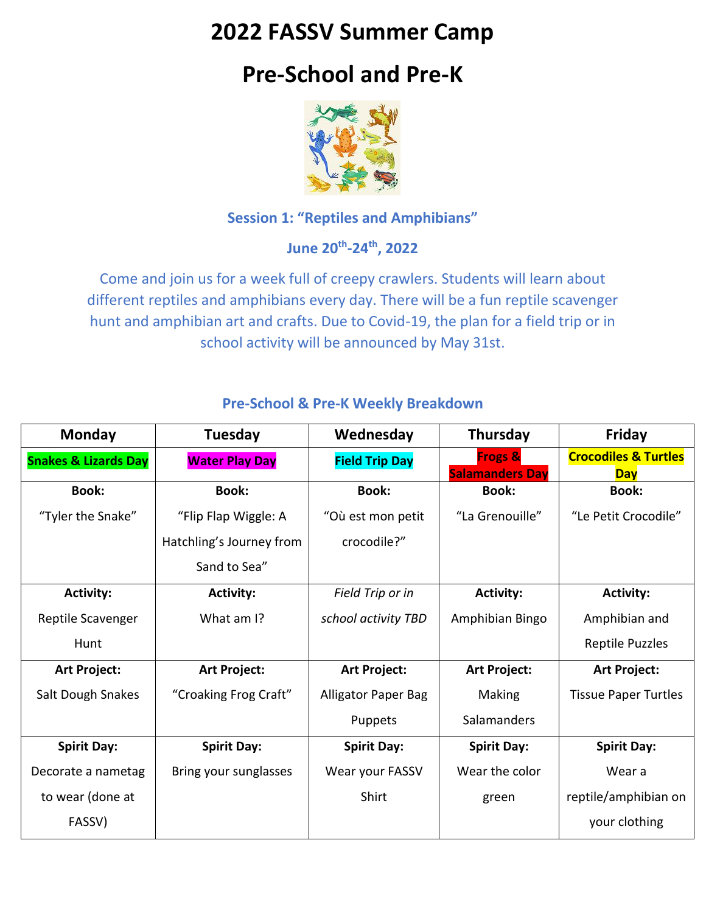# 2022 FASSV Summer Camp

# Pre-School and Pre-K

### Session 1: "Reptiles and Amphibians"

### June 20th-24th, 2022

Come and join us for a week full of creepy crawlers. Students will learn about different reptiles and amphibians every day. There will be a fun reptile scavenger hunt and amphibian art and crafts. Due to Covid-19, the plan for a field trip or in school activity will be announced by May 31st.

### Pre-School & Pre-K Weekly Breakdown

| Monday | Tuesday | Wednesday | Thursday | Friday |
|---|---|---|---|---|
| **Snakes & Lizards Day** | **Water Play Day** | **Field Trip Day** | **Frogs & Salamanders Day** | **Crocodiles & Turtles Day** |
| **Book:** "Tyler the Snake" | **Book:** "Flip Flap Wiggle: A Hatchling's Journey from Sand to Sea" | **Book:** "Où est mon petit crocodile?" | **Book:** "La Grenouille" | **Book:** "Le Petit Crocodile" |
| **Activity:** Reptile Scavenger Hunt | **Activity:** What am I? | *Field Trip or in school activity TBD* | **Activity:** Amphibian Bingo | **Activity:** Amphibian and Reptile Puzzles |
| **Art Project:** Salt Dough Snakes | **Art Project:** "Croaking Frog Craft" | **Art Project:** Alligator Paper Bag Puppets | **Art Project:** Making Salamanders | **Art Project:** Tissue Paper Turtles |
| **Spirit Day:** Decorate a nametag to wear (done at FASSV) | **Spirit Day:** Bring your sunglasses | **Spirit Day:** Wear your FASSV Shirt | **Spirit Day:** Wear the color green | **Spirit Day:** Wear a reptile/amphibian on your clothing |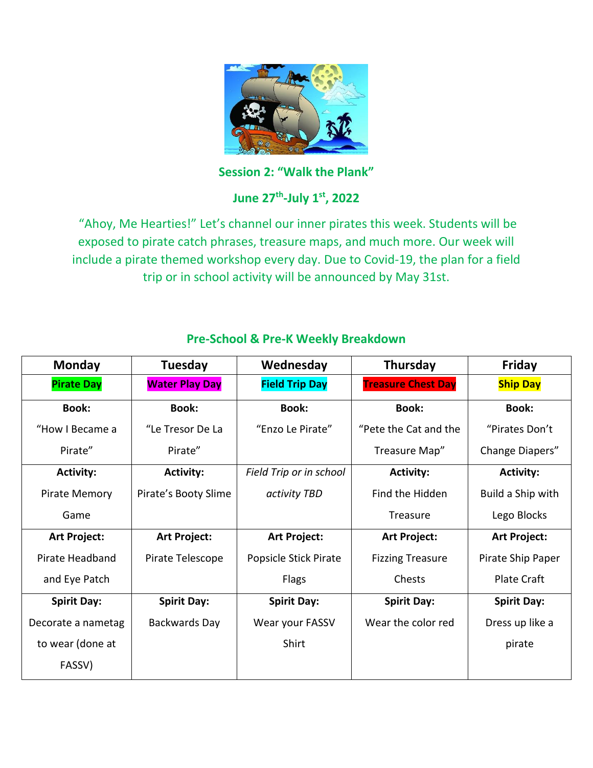## Session 2: "Walk the Plank"

## June 27th-July 1st, 2022

"Ahoy, Me Hearties!" Let's channel our inner pirates this week. Students will be exposed to pirate catch phrases, treasure maps, and much more. Our week will include a pirate themed workshop every day. Due to Covid-19, the plan for a field trip or in school activity will be announced by May 31st.

### Pre-School & Pre-K Weekly Breakdown

| Monday | Tuesday | Wednesday | Thursday | Friday |
|---|---|---|---|---|
| **Pirate Day** | **Water Play Day** | **Field Trip Day** | **Treasure Chest Day** | **Ship Day** |
| **Book:** "How I Became a Pirate" | **Book:** "Le Tresor De La Pirate" | **Book:** "Enzo Le Pirate" | **Book:** "Pete the Cat and the Treasure Map" | **Book:** "Pirates Don't Change Diapers" |
| **Activity:** Pirate Memory Game | **Activity:** Pirate's Booty Slime | *Field Trip or in school activity TBD* | **Activity:** Find the Hidden Treasure | **Activity:** Build a Ship with Lego Blocks |
| **Art Project:** Pirate Headband and Eye Patch | **Art Project:** Pirate Telescope | **Art Project:** Popsicle Stick Pirate Flags | **Art Project:** Fizzing Treasure Chests | **Art Project:** Pirate Ship Paper Plate Craft |
| **Spirit Day:** Decorate a nametag to wear (done at FASSV) | **Spirit Day:** Backwards Day | **Spirit Day:** Wear your FASSV Shirt | **Spirit Day:** Wear the color red | **Spirit Day:** Dress up like a pirate |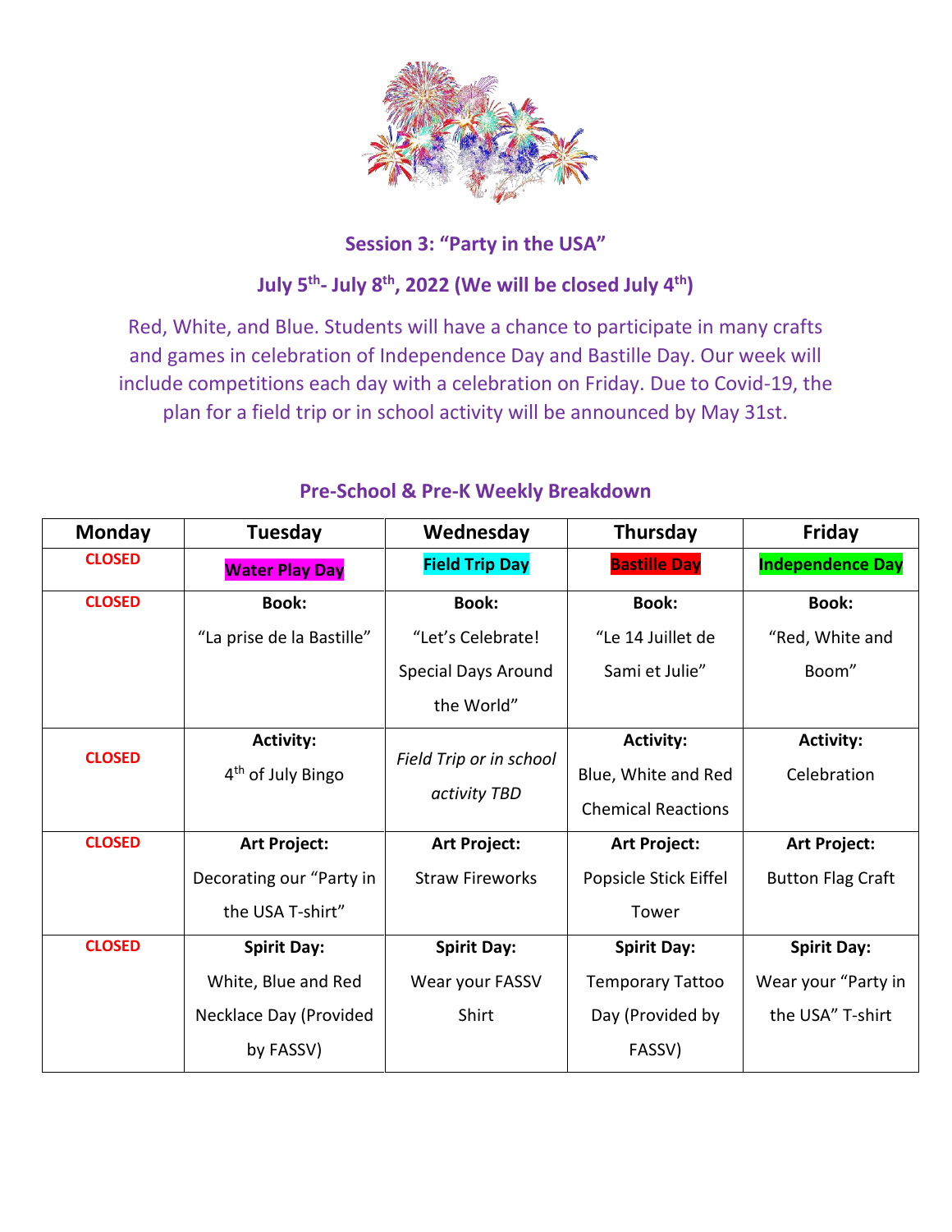## Session 3: “Party in the USA”

## July 5th- July 8th, 2022 (We will be closed July 4th)

Red, White, and Blue. Students will have a chance to participate in many crafts and games in celebration of Independence Day and Bastille Day. Our week will include competitions each day with a celebration on Friday. Due to Covid-19, the plan for a field trip or in school activity will be announced by May 31st.

### Pre-School & Pre-K Weekly Breakdown

| Monday | Tuesday | Wednesday | Thursday | Friday |
|---|---|---|---|---|
| CLOSED | **Water Play Day** | **Field Trip Day** | **Bastille Day** | **Independence Day** |
| CLOSED | **Book:** “La prise de la Bastille” | **Book:** “Let’s Celebrate! Special Days Around the World” | **Book:** “Le 14 Juillet de Sami et Julie” | **Book:** “Red, White and Boom” |
| CLOSED | **Activity:** 4th of July Bingo | *Field Trip or in school activity TBD* | **Activity:** Blue, White and Red Chemical Reactions | **Activity:** Celebration |
| CLOSED | **Art Project:** Decorating our “Party in the USA T-shirt” | **Art Project:** Straw Fireworks | **Art Project:** Popsicle Stick Eiffel Tower | **Art Project:** Button Flag Craft |
| CLOSED | **Spirit Day:** White, Blue and Red Necklace Day (Provided by FASSV) | **Spirit Day:** Wear your FASSV Shirt | **Spirit Day:** Temporary Tattoo Day (Provided by FASSV) | **Spirit Day:** Wear your “Party in the USA” T-shirt |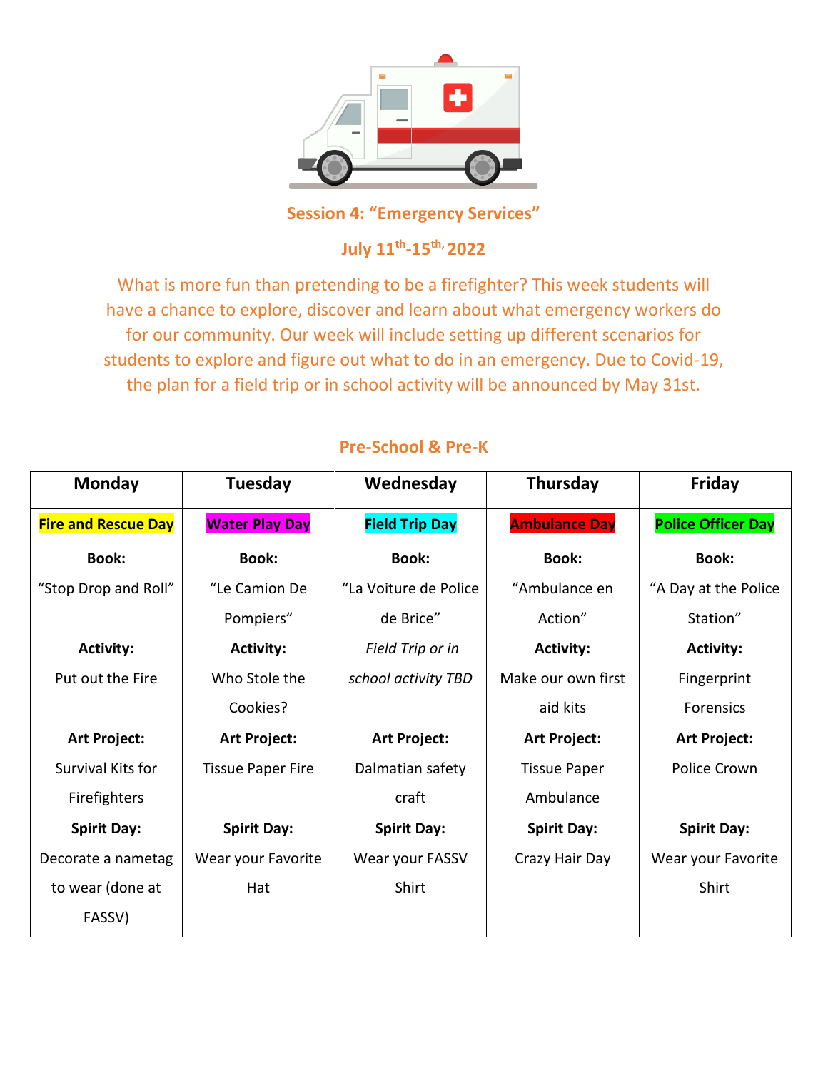## Session 4: "Emergency Services"

### July 11th-15th, 2022

What is more fun than pretending to be a firefighter? This week students will have a chance to explore, discover and learn about what emergency workers do for our community. Our week will include setting up different scenarios for students to explore and figure out what to do in an emergency. Due to Covid-19, the plan for a field trip or in school activity will be announced by May 31st.

### Pre-School & Pre-K

| Monday | Tuesday | Wednesday | Thursday | Friday |
|---|---|---|---|---|
| **Fire and Rescue Day** | **Water Play Day** | **Field Trip Day** | **Ambulance Day** | **Police Officer Day** |
| **Book:** "Stop Drop and Roll" | **Book:** "Le Camion De Pompiers" | **Book:** "La Voiture de Police de Brice" | **Book:** "Ambulance en Action" | **Book:** "A Day at the Police Station" |
| **Activity:** Put out the Fire | **Activity:** Who Stole the Cookies? | *Field Trip or in school activity TBD* | **Activity:** Make our own first aid kits | **Activity:** Fingerprint Forensics |
| **Art Project:** Survival Kits for Firefighters | **Art Project:** Tissue Paper Fire | **Art Project:** Dalmatian safety craft | **Art Project:** Tissue Paper Ambulance | **Art Project:** Police Crown |
| **Spirit Day:** Decorate a nametag to wear (done at FASSV) | **Spirit Day:** Wear your Favorite Hat | **Spirit Day:** Wear your FASSV Shirt | **Spirit Day:** Crazy Hair Day | **Spirit Day:** Wear your Favorite Shirt |